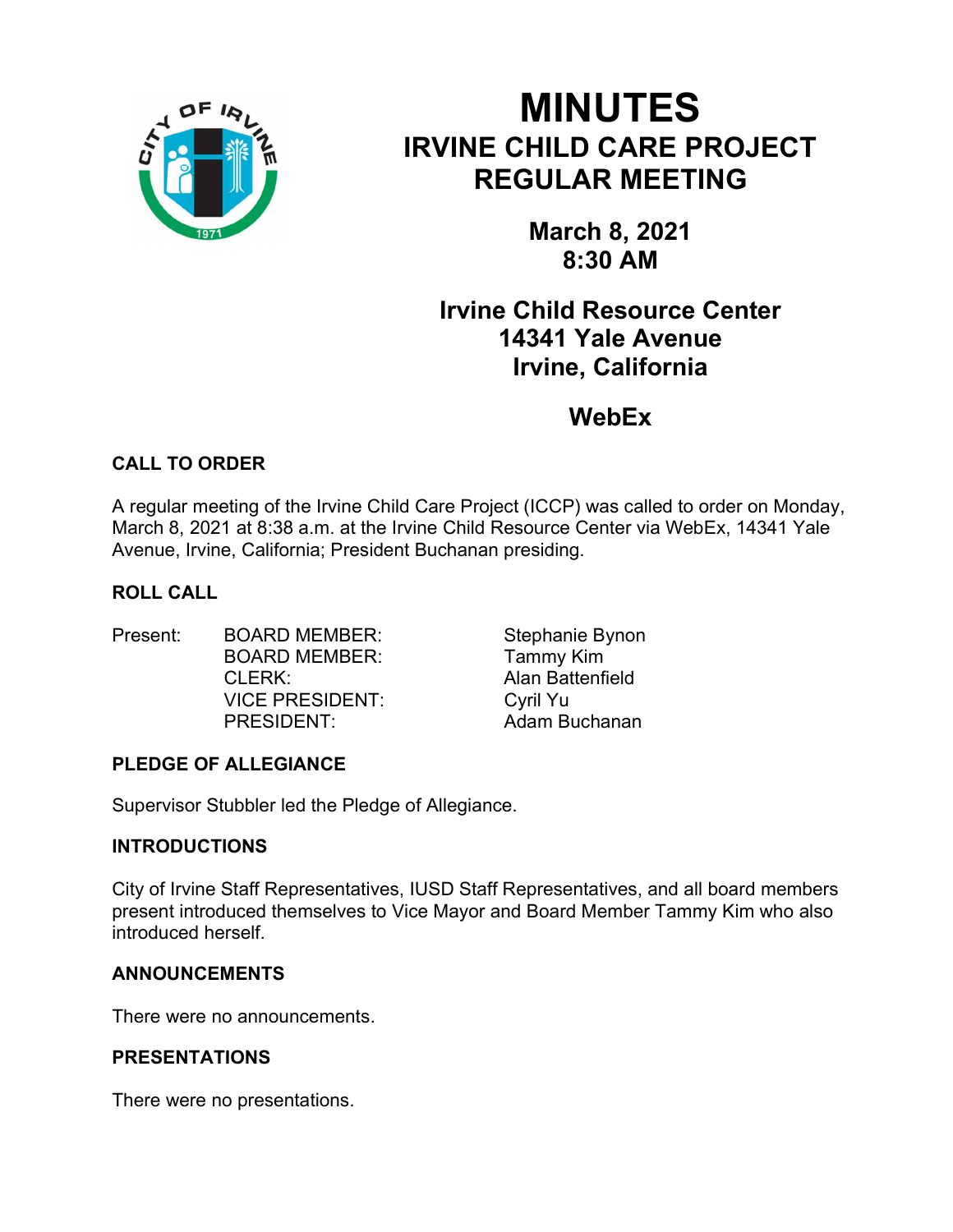# MINUTES
## IRVINE CHILD CARE PROJECT
## REGULAR MEETING

**March 8, 2021**
**8:30 AM**

**Irvine Child Resource Center**
**14341 Yale Avenue**
**Irvine, California**

**WebEx**

### CALL TO ORDER

A regular meeting of the Irvine Child Care Project (ICCP) was called to order on Monday, March 8, 2021 at 8:38 a.m. at the Irvine Child Resource Center via WebEx, 14341 Yale Avenue, Irvine, California; President Buchanan presiding.

### ROLL CALL

| | | |
|---|---|---|
| Present: | BOARD MEMBER: | Stephanie Bynon |
| | BOARD MEMBER: | Tammy Kim |
| | CLERK: | Alan Battenfield |
| | VICE PRESIDENT: | Cyril Yu |
| | PRESIDENT: | Adam Buchanan |

### PLEDGE OF ALLEGIANCE

Supervisor Stubbler led the Pledge of Allegiance.

### INTRODUCTIONS

City of Irvine Staff Representatives, IUSD Staff Representatives, and all board members present introduced themselves to Vice Mayor and Board Member Tammy Kim who also introduced herself.

### ANNOUNCEMENTS

There were no announcements.

### PRESENTATIONS

There were no presentations.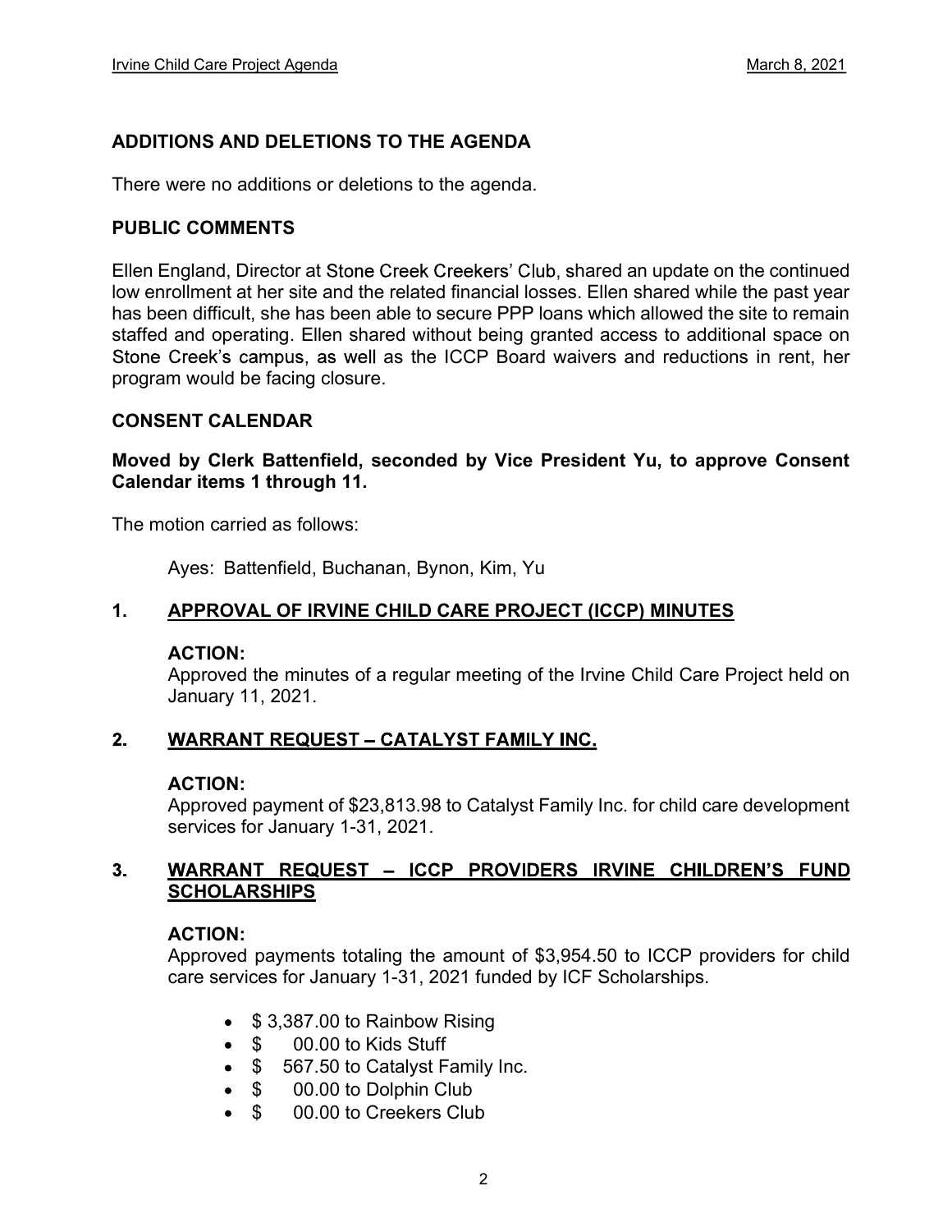## ADDITIONS AND DELETIONS TO THE AGENDA

There were no additions or deletions to the agenda.

## PUBLIC COMMENTS

Ellen England, Director at Stone Creek Creekers' Club, shared an update on the continued low enrollment at her site and the related financial losses. Ellen shared while the past year has been difficult, she has been able to secure PPP loans which allowed the site to remain staffed and operating. Ellen shared without being granted access to additional space on Stone Creek's campus, as well as the ICCP Board waivers and reductions in rent, her program would be facing closure.

## CONSENT CALENDAR

**Moved by Clerk Battenfield, seconded by Vice President Yu, to approve Consent Calendar items 1 through 11.**

The motion carried as follows:

Ayes: Battenfield, Buchanan, Bynon, Kim, Yu

### 1. APPROVAL OF IRVINE CHILD CARE PROJECT (ICCP) MINUTES

**ACTION:**
Approved the minutes of a regular meeting of the Irvine Child Care Project held on January 11, 2021.

### 2. WARRANT REQUEST – CATALYST FAMILY INC.

**ACTION:**
Approved payment of $23,813.98 to Catalyst Family Inc. for child care development services for January 1-31, 2021.

### 3. WARRANT REQUEST – ICCP PROVIDERS IRVINE CHILDREN'S FUND SCHOLARSHIPS

**ACTION:**
Approved payments totaling the amount of $3,954.50 to ICCP providers for child care services for January 1-31, 2021 funded by ICF Scholarships.

- $ 3,387.00 to Rainbow Rising
- $ 00.00 to Kids Stuff
- $ 567.50 to Catalyst Family Inc.
- $ 00.00 to Dolphin Club
- $ 00.00 to Creekers Club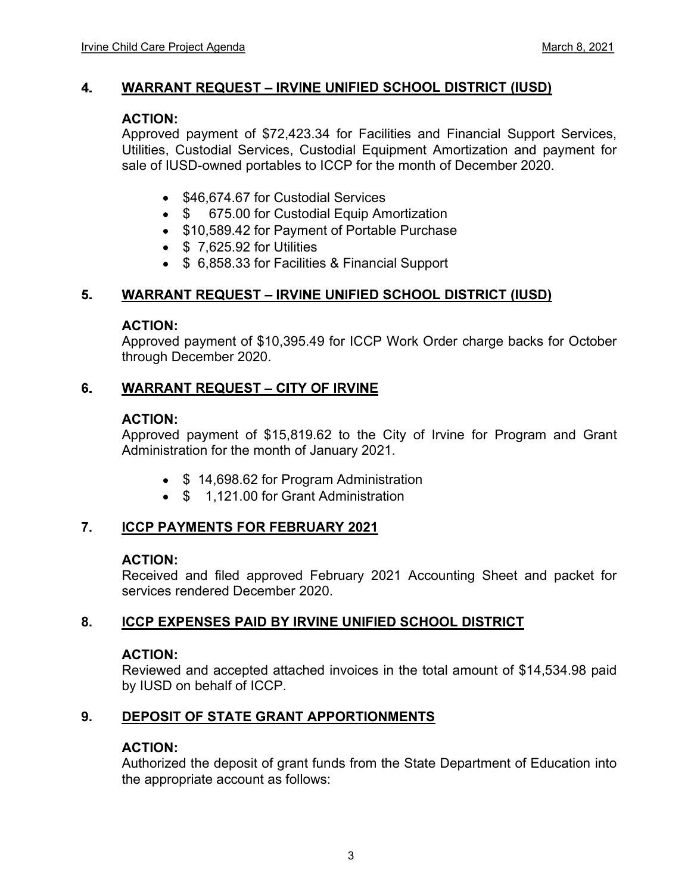## 4. WARRANT REQUEST – IRVINE UNIFIED SCHOOL DISTRICT (IUSD)

**ACTION:**
Approved payment of $72,423.34 for Facilities and Financial Support Services, Utilities, Custodial Services, Custodial Equipment Amortization and payment for sale of IUSD-owned portables to ICCP for the month of December 2020.

- $46,674.67 for Custodial Services
- $ 675.00 for Custodial Equip Amortization
- $10,589.42 for Payment of Portable Purchase
- $ 7,625.92 for Utilities
- $ 6,858.33 for Facilities & Financial Support

## 5. WARRANT REQUEST – IRVINE UNIFIED SCHOOL DISTRICT (IUSD)

**ACTION:**
Approved payment of $10,395.49 for ICCP Work Order charge backs for October through December 2020.

## 6. WARRANT REQUEST – CITY OF IRVINE

**ACTION:**
Approved payment of $15,819.62 to the City of Irvine for Program and Grant Administration for the month of January 2021.

- $ 14,698.62 for Program Administration
- $ 1,121.00 for Grant Administration

## 7. ICCP PAYMENTS FOR FEBRUARY 2021

**ACTION:**
Received and filed approved February 2021 Accounting Sheet and packet for services rendered December 2020.

## 8. ICCP EXPENSES PAID BY IRVINE UNIFIED SCHOOL DISTRICT

**ACTION:**
Reviewed and accepted attached invoices in the total amount of $14,534.98 paid by IUSD on behalf of ICCP.

## 9. DEPOSIT OF STATE GRANT APPORTIONMENTS

**ACTION:**
Authorized the deposit of grant funds from the State Department of Education into the appropriate account as follows: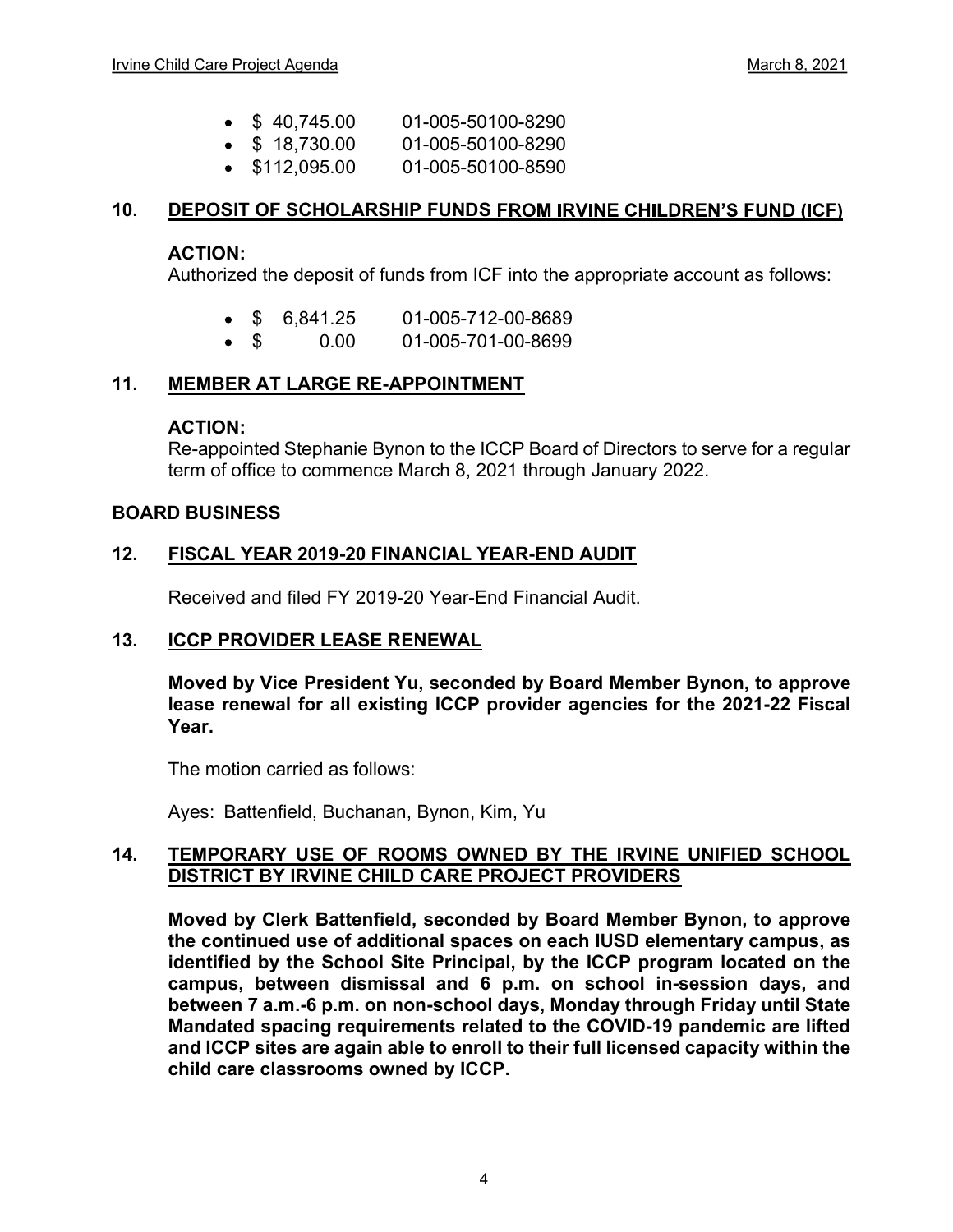- $ 40,745.00 01-005-50100-8290
- $ 18,730.00 01-005-50100-8290
- $112,095.00 01-005-50100-8590

## 10. DEPOSIT OF SCHOLARSHIP FUNDS FROM IRVINE CHILDREN'S FUND (ICF)

**ACTION:**
Authorized the deposit of funds from ICF into the appropriate account as follows:

- $ 6,841.25 01-005-712-00-8689
- $ 0.00 01-005-701-00-8699

## 11. MEMBER AT LARGE RE-APPOINTMENT

**ACTION:**
Re-appointed Stephanie Bynon to the ICCP Board of Directors to serve for a regular term of office to commence March 8, 2021 through January 2022.

## BOARD BUSINESS

## 12. FISCAL YEAR 2019-20 FINANCIAL YEAR-END AUDIT

Received and filed FY 2019-20 Year-End Financial Audit.

## 13. ICCP PROVIDER LEASE RENEWAL

**Moved by Vice President Yu, seconded by Board Member Bynon, to approve lease renewal for all existing ICCP provider agencies for the 2021-22 Fiscal Year.**

The motion carried as follows:

Ayes: Battenfield, Buchanan, Bynon, Kim, Yu

## 14. TEMPORARY USE OF ROOMS OWNED BY THE IRVINE UNIFIED SCHOOL DISTRICT BY IRVINE CHILD CARE PROJECT PROVIDERS

**Moved by Clerk Battenfield, seconded by Board Member Bynon, to approve the continued use of additional spaces on each IUSD elementary campus, as identified by the School Site Principal, by the ICCP program located on the campus, between dismissal and 6 p.m. on school in-session days, and between 7 a.m.-6 p.m. on non-school days, Monday through Friday until State Mandated spacing requirements related to the COVID-19 pandemic are lifted and ICCP sites are again able to enroll to their full licensed capacity within the child care classrooms owned by ICCP.**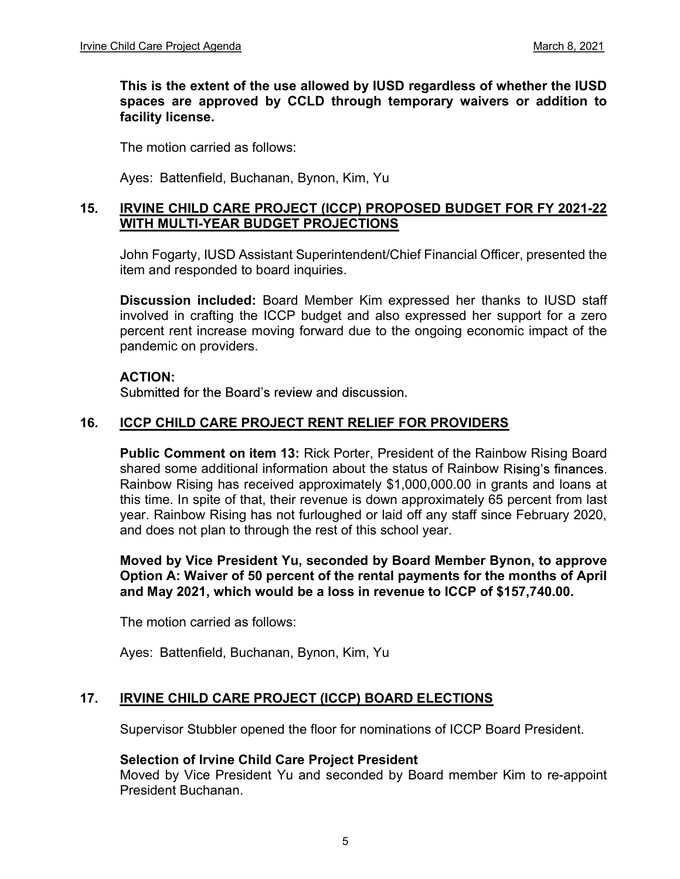**This is the extent of the use allowed by IUSD regardless of whether the IUSD spaces are approved by CCLD through temporary waivers or addition to facility license.**

The motion carried as follows:

Ayes: Battenfield, Buchanan, Bynon, Kim, Yu

## 15. IRVINE CHILD CARE PROJECT (ICCP) PROPOSED BUDGET FOR FY 2021-22 WITH MULTI-YEAR BUDGET PROJECTIONS

John Fogarty, IUSD Assistant Superintendent/Chief Financial Officer, presented the item and responded to board inquiries.

**Discussion included:** Board Member Kim expressed her thanks to IUSD staff involved in crafting the ICCP budget and also expressed her support for a zero percent rent increase moving forward due to the ongoing economic impact of the pandemic on providers.

**ACTION:**
Submitted for the Board's review and discussion.

## 16. ICCP CHILD CARE PROJECT RENT RELIEF FOR PROVIDERS

**Public Comment on item 13:** Rick Porter, President of the Rainbow Rising Board shared some additional information about the status of Rainbow Rising's finances. Rainbow Rising has received approximately $1,000,000.00 in grants and loans at this time. In spite of that, their revenue is down approximately 65 percent from last year. Rainbow Rising has not furloughed or laid off any staff since February 2020, and does not plan to through the rest of this school year.

**Moved by Vice President Yu, seconded by Board Member Bynon, to approve Option A: Waiver of 50 percent of the rental payments for the months of April and May 2021, which would be a loss in revenue to ICCP of $157,740.00.**

The motion carried as follows:

Ayes: Battenfield, Buchanan, Bynon, Kim, Yu

## 17. IRVINE CHILD CARE PROJECT (ICCP) BOARD ELECTIONS

Supervisor Stubbler opened the floor for nominations of ICCP Board President.

**Selection of Irvine Child Care Project President**
Moved by Vice President Yu and seconded by Board member Kim to re-appoint President Buchanan.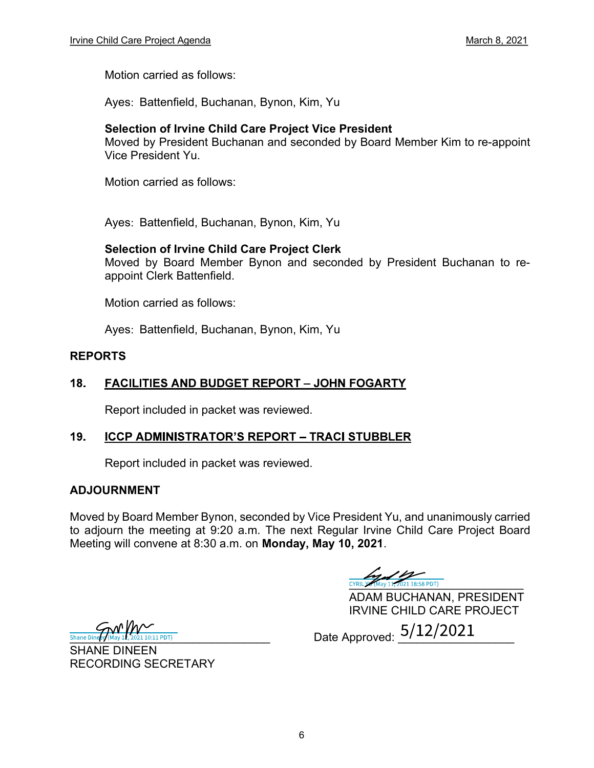Motion carried as follows:

Ayes: Battenfield, Buchanan, Bynon, Kim, Yu

**Selection of Irvine Child Care Project Vice President**
Moved by President Buchanan and seconded by Board Member Kim to re-appoint Vice President Yu.

Motion carried as follows:

Ayes: Battenfield, Buchanan, Bynon, Kim, Yu

**Selection of Irvine Child Care Project Clerk**
Moved by Board Member Bynon and seconded by President Buchanan to re-appoint Clerk Battenfield.

Motion carried as follows:

Ayes: Battenfield, Buchanan, Bynon, Kim, Yu

## REPORTS

### 18. FACILITIES AND BUDGET REPORT – JOHN FOGARTY

Report included in packet was reviewed.

### 19. ICCP ADMINISTRATOR'S REPORT – TRACI STUBBLER

Report included in packet was reviewed.

## ADJOURNMENT

Moved by Board Member Bynon, seconded by Vice President Yu, and unanimously carried to adjourn the meeting at 9:20 a.m. The next Regular Irvine Child Care Project Board Meeting will convene at 8:30 a.m. on **Monday, May 10, 2021**.

CYRIL YU (May 11, 2021 18:58 PDT)
ADAM BUCHANAN, PRESIDENT
IRVINE CHILD CARE PROJECT

Shane Dineen (May 11, 2021 10:11 PDT)
SHANE DINEEN
RECORDING SECRETARY

Date Approved: 5/12/2021